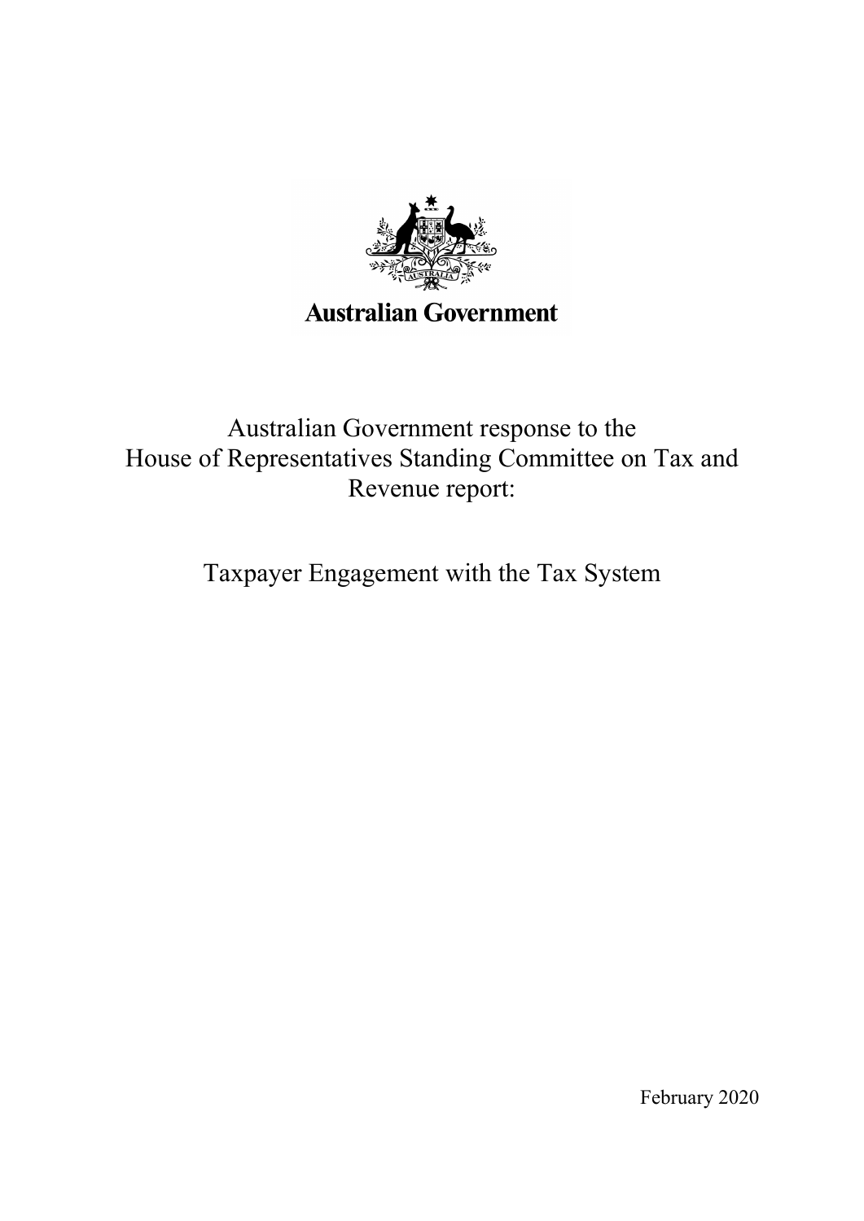**Australian Government**

# Australian Government response to the House of Representatives Standing Committee on Tax and Revenue report:

## Taxpayer Engagement with the Tax System

February 2020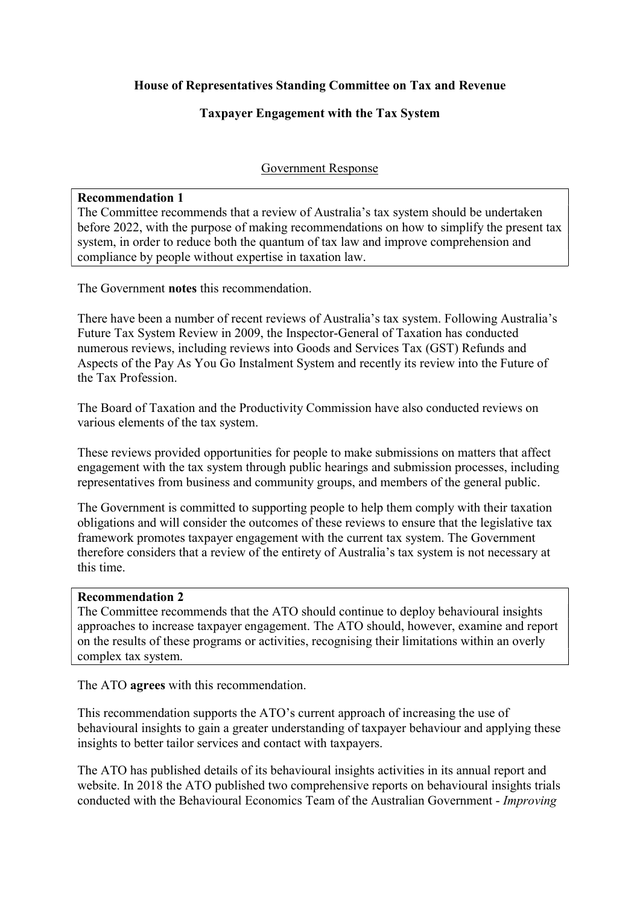**House of Representatives Standing Committee on Tax and Revenue**

**Taxpayer Engagement with the Tax System**

Government Response

> **Recommendation 1**
> The Committee recommends that a review of Australia's tax system should be undertaken before 2022, with the purpose of making recommendations on how to simplify the present tax system, in order to reduce both the quantum of tax law and improve comprehension and compliance by people without expertise in taxation law.

The Government **notes** this recommendation.

There have been a number of recent reviews of Australia's tax system. Following Australia's Future Tax System Review in 2009, the Inspector-General of Taxation has conducted numerous reviews, including reviews into Goods and Services Tax (GST) Refunds and Aspects of the Pay As You Go Instalment System and recently its review into the Future of the Tax Profession.

The Board of Taxation and the Productivity Commission have also conducted reviews on various elements of the tax system.

These reviews provided opportunities for people to make submissions on matters that affect engagement with the tax system through public hearings and submission processes, including representatives from business and community groups, and members of the general public.

The Government is committed to supporting people to help them comply with their taxation obligations and will consider the outcomes of these reviews to ensure that the legislative tax framework promotes taxpayer engagement with the current tax system. The Government therefore considers that a review of the entirety of Australia's tax system is not necessary at this time.

> **Recommendation 2**
> The Committee recommends that the ATO should continue to deploy behavioural insights approaches to increase taxpayer engagement. The ATO should, however, examine and report on the results of these programs or activities, recognising their limitations within an overly complex tax system.

The ATO **agrees** with this recommendation.

This recommendation supports the ATO's current approach of increasing the use of behavioural insights to gain a greater understanding of taxpayer behaviour and applying these insights to better tailor services and contact with taxpayers.

The ATO has published details of its behavioural insights activities in its annual report and website. In 2018 the ATO published two comprehensive reports on behavioural insights trials conducted with the Behavioural Economics Team of the Australian Government - *Improving*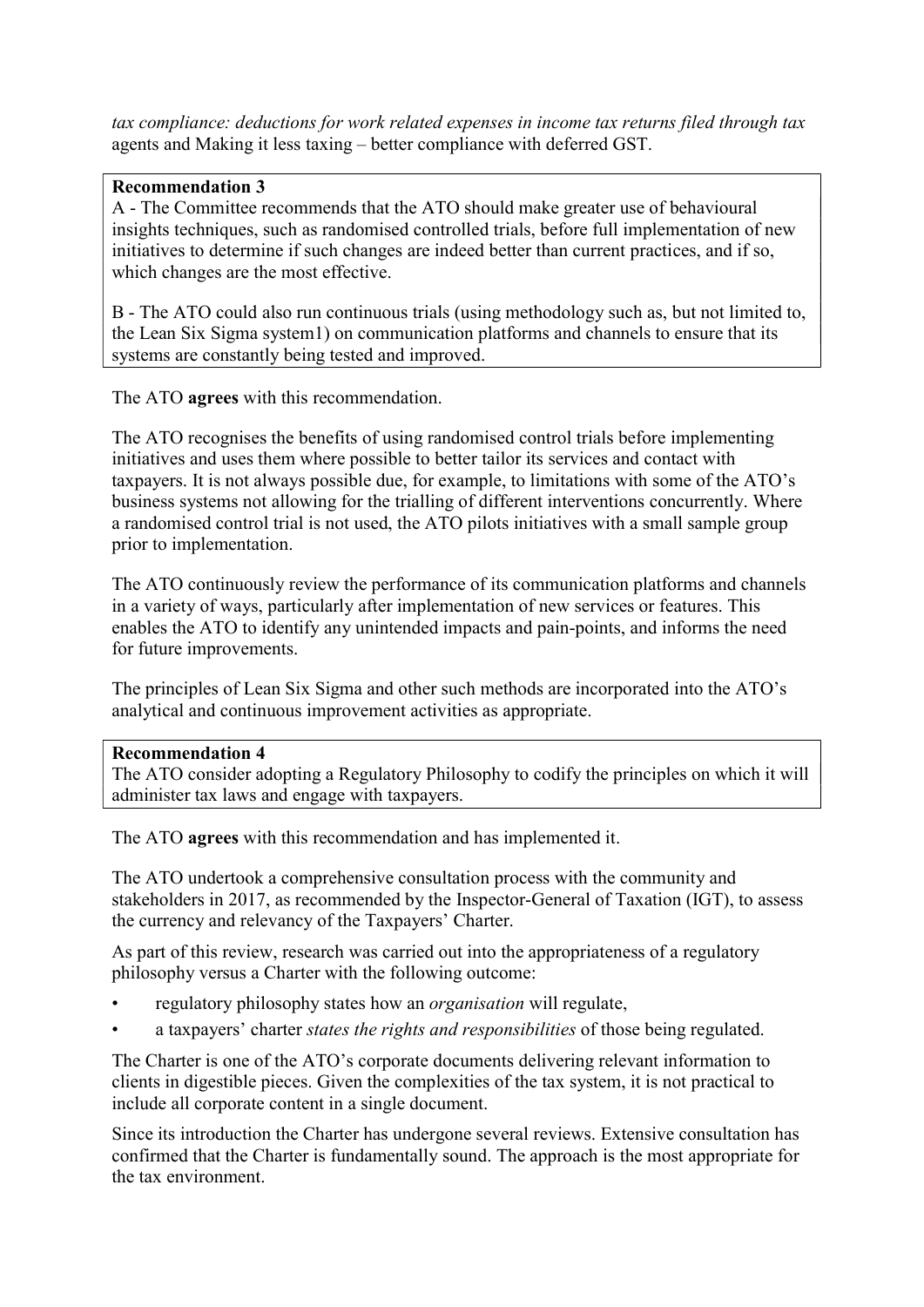*tax compliance: deductions for work related expenses in income tax returns filed through tax* agents and Making it less taxing – better compliance with deferred GST.

**Recommendation 3**

A - The Committee recommends that the ATO should make greater use of behavioural insights techniques, such as randomised controlled trials, before full implementation of new initiatives to determine if such changes are indeed better than current practices, and if so, which changes are the most effective.

B - The ATO could also run continuous trials (using methodology such as, but not limited to, the Lean Six Sigma system1) on communication platforms and channels to ensure that its systems are constantly being tested and improved.

The ATO **agrees** with this recommendation.

The ATO recognises the benefits of using randomised control trials before implementing initiatives and uses them where possible to better tailor its services and contact with taxpayers. It is not always possible due, for example, to limitations with some of the ATO's business systems not allowing for the trialling of different interventions concurrently. Where a randomised control trial is not used, the ATO pilots initiatives with a small sample group prior to implementation.

The ATO continuously review the performance of its communication platforms and channels in a variety of ways, particularly after implementation of new services or features. This enables the ATO to identify any unintended impacts and pain-points, and informs the need for future improvements.

The principles of Lean Six Sigma and other such methods are incorporated into the ATO's analytical and continuous improvement activities as appropriate.

**Recommendation 4**

The ATO consider adopting a Regulatory Philosophy to codify the principles on which it will administer tax laws and engage with taxpayers.

The ATO **agrees** with this recommendation and has implemented it.

The ATO undertook a comprehensive consultation process with the community and stakeholders in 2017, as recommended by the Inspector-General of Taxation (IGT), to assess the currency and relevancy of the Taxpayers' Charter.

As part of this review, research was carried out into the appropriateness of a regulatory philosophy versus a Charter with the following outcome:

- regulatory philosophy states how an *organisation* will regulate,
- a taxpayers' charter *states the rights and responsibilities* of those being regulated.

The Charter is one of the ATO's corporate documents delivering relevant information to clients in digestible pieces. Given the complexities of the tax system, it is not practical to include all corporate content in a single document.

Since its introduction the Charter has undergone several reviews. Extensive consultation has confirmed that the Charter is fundamentally sound. The approach is the most appropriate for the tax environment.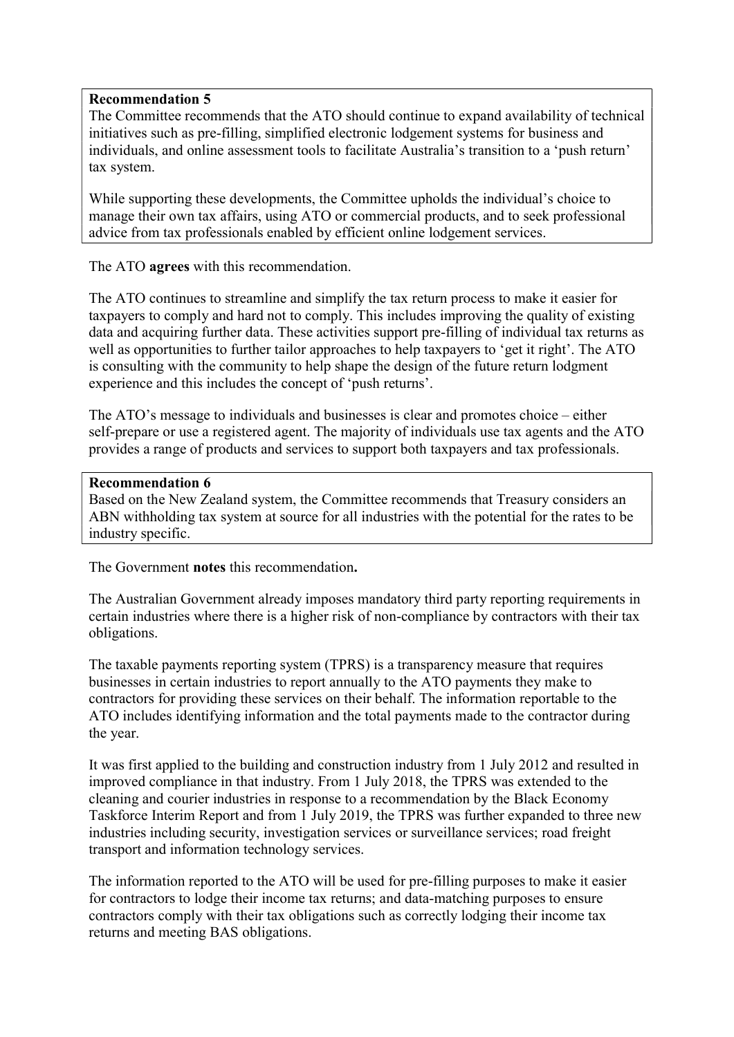**Recommendation 5**

The Committee recommends that the ATO should continue to expand availability of technical initiatives such as pre-filling, simplified electronic lodgement systems for business and individuals, and online assessment tools to facilitate Australia's transition to a 'push return' tax system.

While supporting these developments, the Committee upholds the individual's choice to manage their own tax affairs, using ATO or commercial products, and to seek professional advice from tax professionals enabled by efficient online lodgement services.

The ATO **agrees** with this recommendation.

The ATO continues to streamline and simplify the tax return process to make it easier for taxpayers to comply and hard not to comply. This includes improving the quality of existing data and acquiring further data. These activities support pre-filling of individual tax returns as well as opportunities to further tailor approaches to help taxpayers to 'get it right'. The ATO is consulting with the community to help shape the design of the future return lodgment experience and this includes the concept of 'push returns'.

The ATO's message to individuals and businesses is clear and promotes choice – either self-prepare or use a registered agent. The majority of individuals use tax agents and the ATO provides a range of products and services to support both taxpayers and tax professionals.

**Recommendation 6**

Based on the New Zealand system, the Committee recommends that Treasury considers an ABN withholding tax system at source for all industries with the potential for the rates to be industry specific.

The Government **notes** this recommendation**.**

The Australian Government already imposes mandatory third party reporting requirements in certain industries where there is a higher risk of non-compliance by contractors with their tax obligations.

The taxable payments reporting system (TPRS) is a transparency measure that requires businesses in certain industries to report annually to the ATO payments they make to contractors for providing these services on their behalf. The information reportable to the ATO includes identifying information and the total payments made to the contractor during the year.

It was first applied to the building and construction industry from 1 July 2012 and resulted in improved compliance in that industry. From 1 July 2018, the TPRS was extended to the cleaning and courier industries in response to a recommendation by the Black Economy Taskforce Interim Report and from 1 July 2019, the TPRS was further expanded to three new industries including security, investigation services or surveillance services; road freight transport and information technology services.

The information reported to the ATO will be used for pre-filling purposes to make it easier for contractors to lodge their income tax returns; and data-matching purposes to ensure contractors comply with their tax obligations such as correctly lodging their income tax returns and meeting BAS obligations.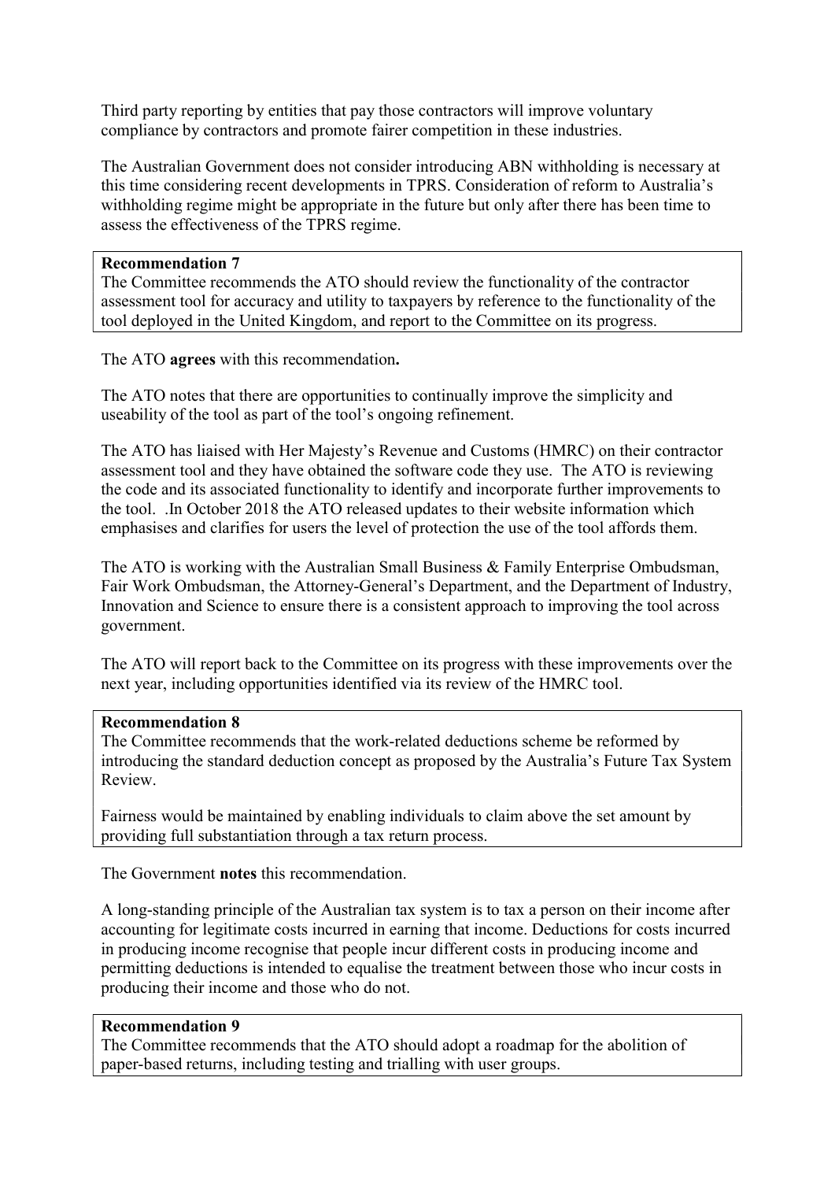Third party reporting by entities that pay those contractors will improve voluntary compliance by contractors and promote fairer competition in these industries.

The Australian Government does not consider introducing ABN withholding is necessary at this time considering recent developments in TPRS. Consideration of reform to Australia's withholding regime might be appropriate in the future but only after there has been time to assess the effectiveness of the TPRS regime.

> **Recommendation 7**
> The Committee recommends the ATO should review the functionality of the contractor assessment tool for accuracy and utility to taxpayers by reference to the functionality of the tool deployed in the United Kingdom, and report to the Committee on its progress.

The ATO **agrees** with this recommendation**.**

The ATO notes that there are opportunities to continually improve the simplicity and useability of the tool as part of the tool's ongoing refinement.

The ATO has liaised with Her Majesty's Revenue and Customs (HMRC) on their contractor assessment tool and they have obtained the software code they use. The ATO is reviewing the code and its associated functionality to identify and incorporate further improvements to the tool. .In October 2018 the ATO released updates to their website information which emphasises and clarifies for users the level of protection the use of the tool affords them.

The ATO is working with the Australian Small Business & Family Enterprise Ombudsman, Fair Work Ombudsman, the Attorney-General's Department, and the Department of Industry, Innovation and Science to ensure there is a consistent approach to improving the tool across government.

The ATO will report back to the Committee on its progress with these improvements over the next year, including opportunities identified via its review of the HMRC tool.

> **Recommendation 8**
> The Committee recommends that the work-related deductions scheme be reformed by introducing the standard deduction concept as proposed by the Australia's Future Tax System Review.
>
> Fairness would be maintained by enabling individuals to claim above the set amount by providing full substantiation through a tax return process.

The Government **notes** this recommendation.

A long-standing principle of the Australian tax system is to tax a person on their income after accounting for legitimate costs incurred in earning that income. Deductions for costs incurred in producing income recognise that people incur different costs in producing income and permitting deductions is intended to equalise the treatment between those who incur costs in producing their income and those who do not.

> **Recommendation 9**
> The Committee recommends that the ATO should adopt a roadmap for the abolition of paper-based returns, including testing and trialling with user groups.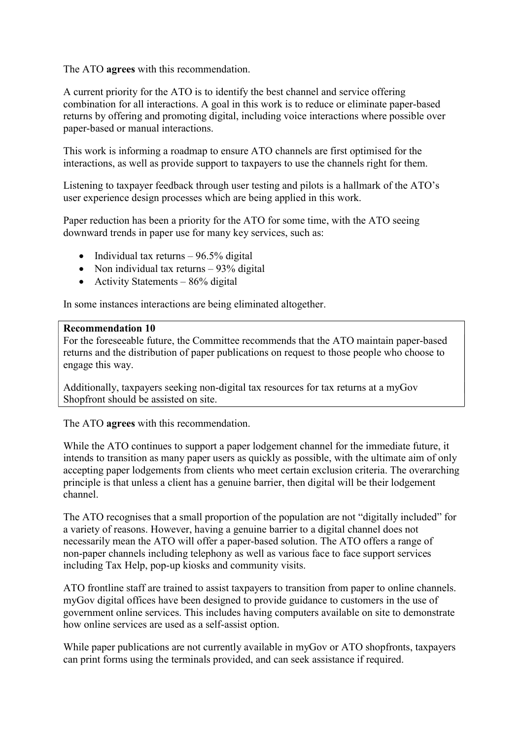The ATO **agrees** with this recommendation.

A current priority for the ATO is to identify the best channel and service offering combination for all interactions. A goal in this work is to reduce or eliminate paper-based returns by offering and promoting digital, including voice interactions where possible over paper-based or manual interactions.

This work is informing a roadmap to ensure ATO channels are first optimised for the interactions, as well as provide support to taxpayers to use the channels right for them.

Listening to taxpayer feedback through user testing and pilots is a hallmark of the ATO's user experience design processes which are being applied in this work.

Paper reduction has been a priority for the ATO for some time, with the ATO seeing downward trends in paper use for many key services, such as:

- Individual tax returns – 96.5% digital
- Non individual tax returns – 93% digital
- Activity Statements – 86% digital

In some instances interactions are being eliminated altogether.

> **Recommendation 10**
>
> For the foreseeable future, the Committee recommends that the ATO maintain paper-based returns and the distribution of paper publications on request to those people who choose to engage this way.
>
> Additionally, taxpayers seeking non-digital tax resources for tax returns at a myGov Shopfront should be assisted on site.

The ATO **agrees** with this recommendation.

While the ATO continues to support a paper lodgement channel for the immediate future, it intends to transition as many paper users as quickly as possible, with the ultimate aim of only accepting paper lodgements from clients who meet certain exclusion criteria. The overarching principle is that unless a client has a genuine barrier, then digital will be their lodgement channel.

The ATO recognises that a small proportion of the population are not "digitally included" for a variety of reasons. However, having a genuine barrier to a digital channel does not necessarily mean the ATO will offer a paper-based solution. The ATO offers a range of non-paper channels including telephony as well as various face to face support services including Tax Help, pop-up kiosks and community visits.

ATO frontline staff are trained to assist taxpayers to transition from paper to online channels. myGov digital offices have been designed to provide guidance to customers in the use of government online services. This includes having computers available on site to demonstrate how online services are used as a self-assist option.

While paper publications are not currently available in myGov or ATO shopfronts, taxpayers can print forms using the terminals provided, and can seek assistance if required.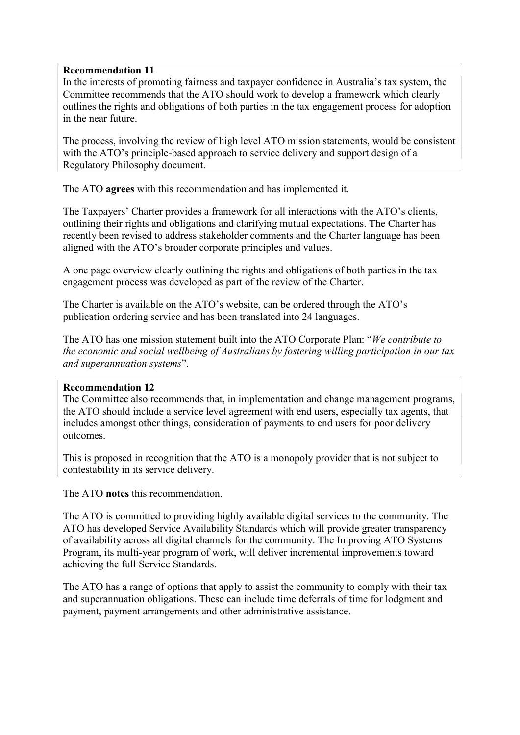**Recommendation 11**

In the interests of promoting fairness and taxpayer confidence in Australia's tax system, the Committee recommends that the ATO should work to develop a framework which clearly outlines the rights and obligations of both parties in the tax engagement process for adoption in the near future.

The process, involving the review of high level ATO mission statements, would be consistent with the ATO's principle-based approach to service delivery and support design of a Regulatory Philosophy document.

The ATO **agrees** with this recommendation and has implemented it.

The Taxpayers' Charter provides a framework for all interactions with the ATO's clients, outlining their rights and obligations and clarifying mutual expectations. The Charter has recently been revised to address stakeholder comments and the Charter language has been aligned with the ATO's broader corporate principles and values.

A one page overview clearly outlining the rights and obligations of both parties in the tax engagement process was developed as part of the review of the Charter.

The Charter is available on the ATO's website, can be ordered through the ATO's publication ordering service and has been translated into 24 languages.

The ATO has one mission statement built into the ATO Corporate Plan: "*We contribute to the economic and social wellbeing of Australians by fostering willing participation in our tax and superannuation systems*".

**Recommendation 12**

The Committee also recommends that, in implementation and change management programs, the ATO should include a service level agreement with end users, especially tax agents, that includes amongst other things, consideration of payments to end users for poor delivery outcomes.

This is proposed in recognition that the ATO is a monopoly provider that is not subject to contestability in its service delivery.

The ATO **notes** this recommendation.

The ATO is committed to providing highly available digital services to the community. The ATO has developed Service Availability Standards which will provide greater transparency of availability across all digital channels for the community. The Improving ATO Systems Program, its multi-year program of work, will deliver incremental improvements toward achieving the full Service Standards.

The ATO has a range of options that apply to assist the community to comply with their tax and superannuation obligations. These can include time deferrals of time for lodgment and payment, payment arrangements and other administrative assistance.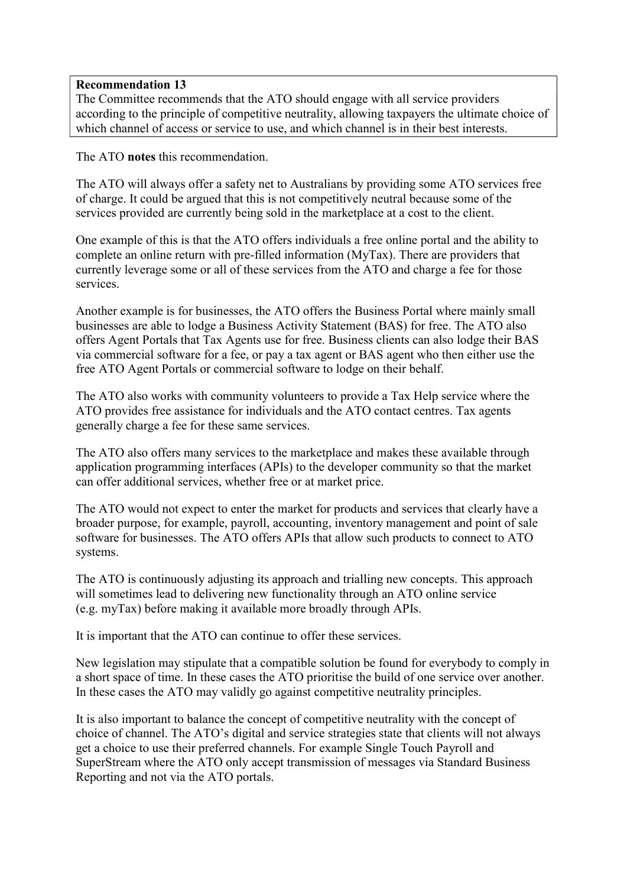**Recommendation 13**
The Committee recommends that the ATO should engage with all service providers according to the principle of competitive neutrality, allowing taxpayers the ultimate choice of which channel of access or service to use, and which channel is in their best interests.

The ATO **notes** this recommendation.

The ATO will always offer a safety net to Australians by providing some ATO services free of charge. It could be argued that this is not competitively neutral because some of the services provided are currently being sold in the marketplace at a cost to the client.

One example of this is that the ATO offers individuals a free online portal and the ability to complete an online return with pre-filled information (MyTax). There are providers that currently leverage some or all of these services from the ATO and charge a fee for those services.

Another example is for businesses, the ATO offers the Business Portal where mainly small businesses are able to lodge a Business Activity Statement (BAS) for free. The ATO also offers Agent Portals that Tax Agents use for free. Business clients can also lodge their BAS via commercial software for a fee, or pay a tax agent or BAS agent who then either use the free ATO Agent Portals or commercial software to lodge on their behalf.

The ATO also works with community volunteers to provide a Tax Help service where the ATO provides free assistance for individuals and the ATO contact centres. Tax agents generally charge a fee for these same services.

The ATO also offers many services to the marketplace and makes these available through application programming interfaces (APIs) to the developer community so that the market can offer additional services, whether free or at market price.

The ATO would not expect to enter the market for products and services that clearly have a broader purpose, for example, payroll, accounting, inventory management and point of sale software for businesses. The ATO offers APIs that allow such products to connect to ATO systems.

The ATO is continuously adjusting its approach and trialling new concepts. This approach will sometimes lead to delivering new functionality through an ATO online service (e.g. myTax) before making it available more broadly through APIs.

It is important that the ATO can continue to offer these services.

New legislation may stipulate that a compatible solution be found for everybody to comply in a short space of time. In these cases the ATO prioritise the build of one service over another. In these cases the ATO may validly go against competitive neutrality principles.

It is also important to balance the concept of competitive neutrality with the concept of choice of channel. The ATO's digital and service strategies state that clients will not always get a choice to use their preferred channels. For example Single Touch Payroll and SuperStream where the ATO only accept transmission of messages via Standard Business Reporting and not via the ATO portals.